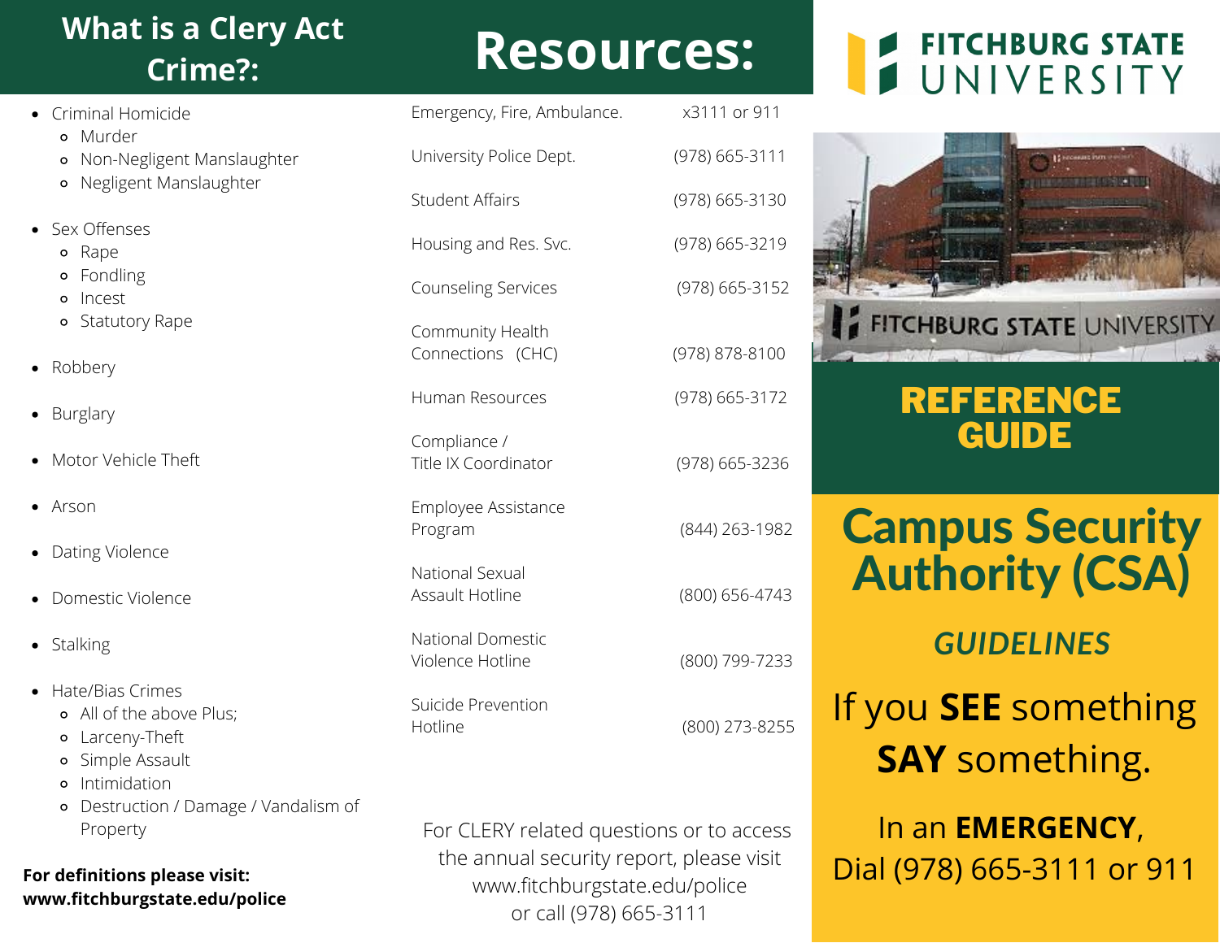## What is a Clery Act Crime?:

- Criminal Homicide
  - Murder
  - Non-Negligent Manslaughter
  - Negligent Manslaughter
- Sex Offenses
  - Rape
  - Fondling
  - Incest
  - Statutory Rape
- Robbery
- Burglary
- Motor Vehicle Theft
- Arson
- Dating Violence
- Domestic Violence
- Stalking
- Hate/Bias Crimes
  - All of the above Plus;
  - Larceny-Theft
  - Simple Assault
  - Intimidation
  - Destruction / Damage / Vandalism of Property

**For definitions please visit: www.fitchburgstate.edu/police**

# Resources:

| | |
|---|---|
| Emergency, Fire, Ambulance. | x3111 or 911 |
| University Police Dept. | (978) 665-3111 |
| Student Affairs | (978) 665-3130 |
| Housing and Res. Svc. | (978) 665-3219 |
| Counseling Services | (978) 665-3152 |
| Community Health Connections (CHC) | (978) 878-8100 |
| Human Resources | (978) 665-3172 |
| Compliance / Title IX Coordinator | (978) 665-3236 |
| Employee Assistance Program | (844) 263-1982 |
| National Sexual Assault Hotline | (800) 656-4743 |
| National Domestic Violence Hotline | (800) 799-7233 |
| Suicide Prevention Hotline | (800) 273-8255 |

For CLERY related questions or to access the annual security report, please visit www.fitchburgstate.edu/police or call (978) 665-3111

FITCHBURG STATE UNIVERSITY

## REFERENCE GUIDE

# Campus Security Authority (CSA)

### *GUIDELINES*

If you **SEE** something **SAY** something.

In an **EMERGENCY**, Dial (978) 665-3111 or 911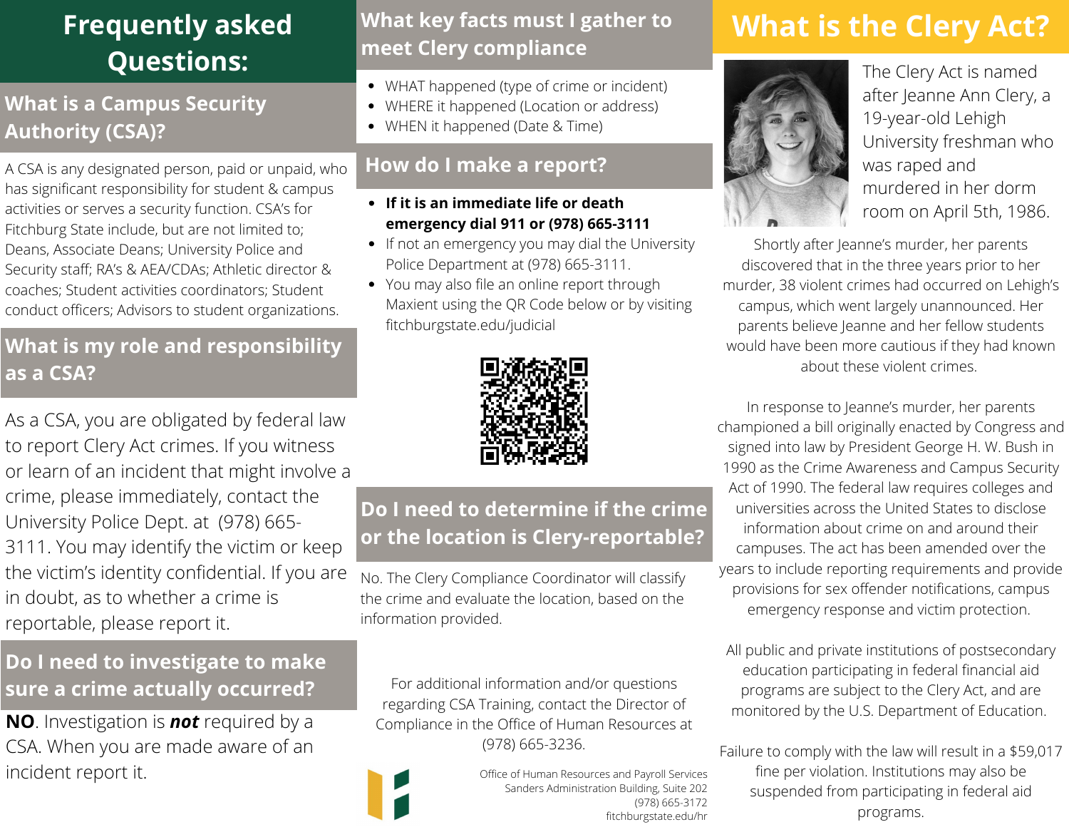# Frequently asked Questions:

## What is a Campus Security Authority (CSA)?

A CSA is any designated person, paid or unpaid, who has significant responsibility for student & campus activities or serves a security function. CSA's for Fitchburg State include, but are not limited to; Deans, Associate Deans; University Police and Security staff; RA's & AEA/CDAs; Athletic director & coaches; Student activities coordinators; Student conduct officers; Advisors to student organizations.

## What is my role and responsibility as a CSA?

As a CSA, you are obligated by federal law to report Clery Act crimes. If you witness or learn of an incident that might involve a crime, please immediately, contact the University Police Dept. at (978) 665-3111. You may identify the victim or keep the victim's identity confidential. If you are in doubt, as to whether a crime is reportable, please report it.

## Do I need to investigate to make sure a crime actually occurred?

**NO**. Investigation is ***not*** required by a CSA. When you are made aware of an incident report it.

## What key facts must I gather to meet Clery compliance

- WHAT happened (type of crime or incident)
- WHERE it happened (Location or address)
- WHEN it happened (Date & Time)

## How do I make a report?

- **If it is an immediate life or death emergency dial 911 or (978) 665-3111**
- If not an emergency you may dial the University Police Department at (978) 665-3111.
- You may also file an online report through Maxient using the QR Code below or by visiting fitchburgstate.edu/judicial

## Do I need to determine if the crime or the location is Clery-reportable?

No. The Clery Compliance Coordinator will classify the crime and evaluate the location, based on the information provided.

For additional information and/or questions regarding CSA Training, contact the Director of Compliance in the Office of Human Resources at (978) 665-3236.

Office of Human Resources and Payroll Services
Sanders Administration Building, Suite 202
(978) 665-3172
fitchburgstate.edu/hr

# What is the Clery Act?

The Clery Act is named after Jeanne Ann Clery, a 19-year-old Lehigh University freshman who was raped and murdered in her dorm room on April 5th, 1986.

Shortly after Jeanne's murder, her parents discovered that in the three years prior to her murder, 38 violent crimes had occurred on Lehigh's campus, which went largely unannounced. Her parents believe Jeanne and her fellow students would have been more cautious if they had known about these violent crimes.

In response to Jeanne's murder, her parents championed a bill originally enacted by Congress and signed into law by President George H. W. Bush in 1990 as the Crime Awareness and Campus Security Act of 1990. The federal law requires colleges and universities across the United States to disclose information about crime on and around their campuses. The act has been amended over the years to include reporting requirements and provide provisions for sex offender notifications, campus emergency response and victim protection.

All public and private institutions of postsecondary education participating in federal financial aid programs are subject to the Clery Act, and are monitored by the U.S. Department of Education.

Failure to comply with the law will result in a $59,017 fine per violation. Institutions may also be suspended from participating in federal aid programs.